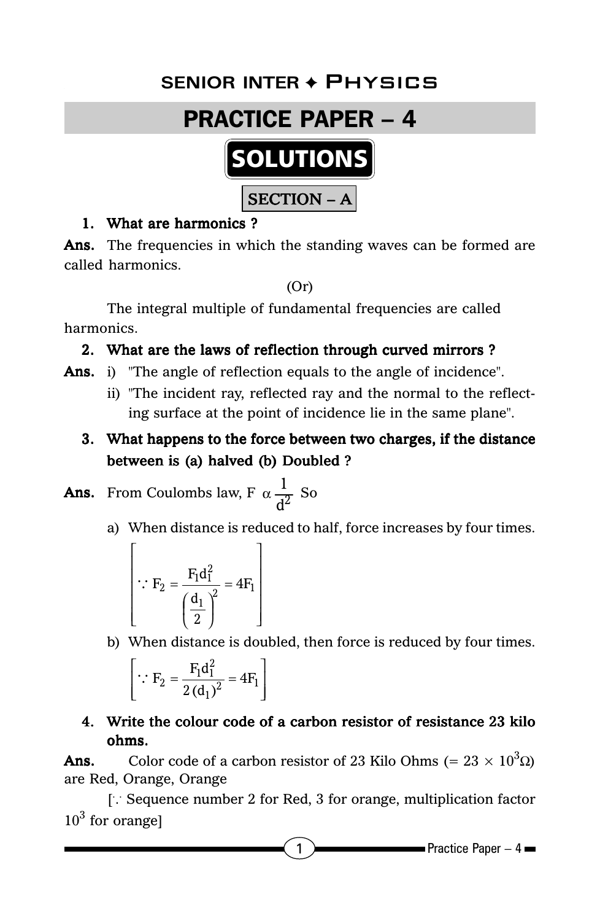## SENIOR INTER ✦ PHYSICS

# PRACTICE PAPER – 4

## SOLUTIONS

### SECTION – A

**1. What are harmonics ?**

**Ans.** The frequencies in which the standing waves can be formed are called harmonics.

(Or)

The integral multiple of fundamental frequencies are called harmonics.

**2. What are the laws of reflection through curved mirrors ?**

**Ans.** i) "The angle of reflection equals to the angle of incidence".

ii) "The incident ray, reflected ray and the normal to the reflecting surface at the point of incidence lie in the same plane".

**3. What happens to the force between two charges, if the distance between is (a) halved (b) Doubled ?**

**Ans.** From Coulombs law, $F \alpha \frac{1}{d^2}$ So

a) When distance is reduced to half, force increases by four times.

$$\left[ \because F_2 = \frac{F_1 d_1^2}{\left(\frac{d_1}{2}\right)^2} = 4F_1 \right]$$

b) When distance is doubled, then force is reduced by four times.

$$\left[ \because F_2 = \frac{F_1 d_1^2}{2\,(d_1)^2} = 4F_1 \right]$$

**4. Write the colour code of a carbon resistor of resistance 23 kilo ohms.**

**Ans.** Color code of a carbon resistor of 23 Kilo Ohms ($= 23 \times 10^3 \Omega$) are Red, Orange, Orange

[∵ Sequence number 2 for Red, 3 for orange, multiplication factor $10^3$ for orange]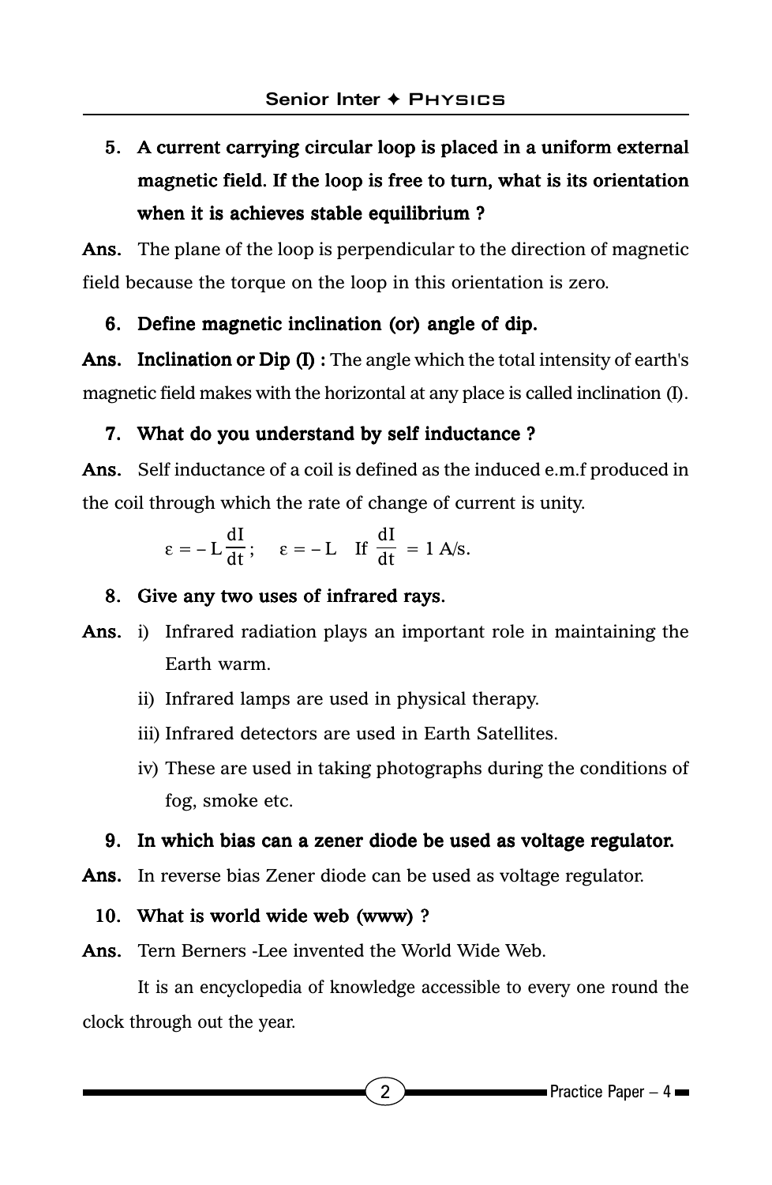**5. A current carrying circular loop is placed in a uniform external magnetic field. If the loop is free to turn, what is its orientation when it is achieves stable equilibrium ?**

**Ans.** The plane of the loop is perpendicular to the direction of magnetic field because the torque on the loop in this orientation is zero.

**6. Define magnetic inclination (or) angle of dip.**

**Ans. Inclination or Dip (I) :** The angle which the total intensity of earth's magnetic field makes with the horizontal at any place is called inclination (I).

**7. What do you understand by self inductance ?**

**Ans.** Self inductance of a coil is defined as the induced e.m.f produced in the coil through which the rate of change of current is unity.

$$\varepsilon = -L\frac{dI}{dt}; \quad \varepsilon = -L \quad \text{If } \frac{dI}{dt} = 1 \text{ A/s.}$$

**8. Give any two uses of infrared rays.**

**Ans.** i) Infrared radiation plays an important role in maintaining the Earth warm.

ii) Infrared lamps are used in physical therapy.

iii) Infrared detectors are used in Earth Satellites.

iv) These are used in taking photographs during the conditions of fog, smoke etc.

**9. In which bias can a zener diode be used as voltage regulator.**

**Ans.** In reverse bias Zener diode can be used as voltage regulator.

**10. What is world wide web (www) ?**

**Ans.** Tern Berners -Lee invented the World Wide Web.

It is an encyclopedia of knowledge accessible to every one round the clock through out the year.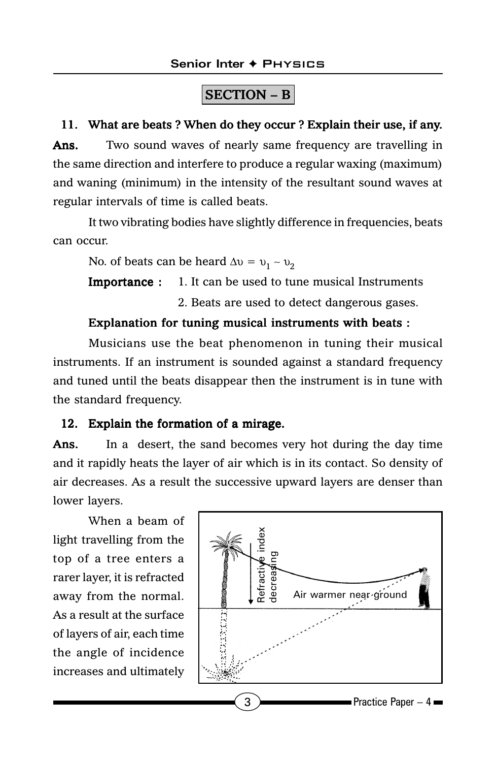## SECTION – B

**11. What are beats ? When do they occur ? Explain their use, if any.**

**Ans.** Two sound waves of nearly same frequency are travelling in the same direction and interfere to produce a regular waxing (maximum) and waning (minimum) in the intensity of the resultant sound waves at regular intervals of time is called beats.

It two vibrating bodies have slightly difference in frequencies, beats can occur.

No. of beats can be heard $\Delta \upsilon = \upsilon_1 \sim \upsilon_2$

**Importance :** 1. It can be used to tune musical Instruments

2. Beats are used to detect dangerous gases.

**Explanation for tuning musical instruments with beats :**

Musicians use the beat phenomenon in tuning their musical instruments. If an instrument is sounded against a standard frequency and tuned until the beats disappear then the instrument is in tune with the standard frequency.

**12. Explain the formation of a mirage.**

**Ans.** In a desert, the sand becomes very hot during the day time and it rapidly heats the layer of air which is in its contact. So density of air decreases. As a result the successive upward layers are denser than lower layers.

When a beam of light travelling from the top of a tree enters a rarer layer, it is refracted away from the normal. As a result at the surface of layers of air, each time the angle of incidence increases and ultimately

Refractive index decreasing

Air warmer near ground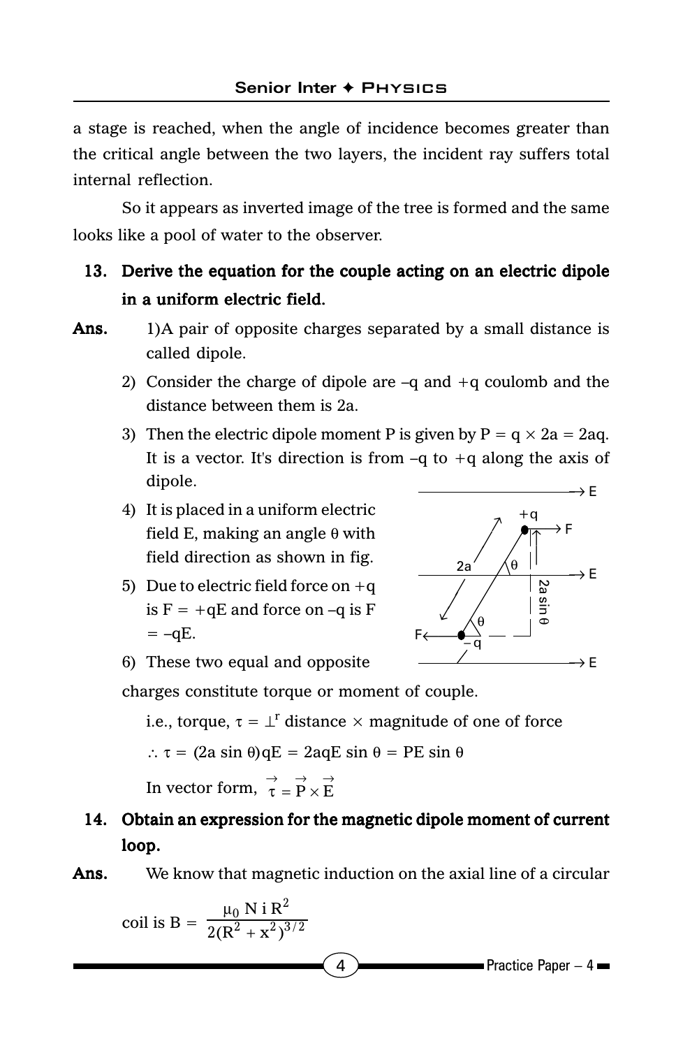a stage is reached, when the angle of incidence becomes greater than the critical angle between the two layers, the incident ray suffers total internal reflection.

So it appears as inverted image of the tree is formed and the same looks like a pool of water to the observer.

**13. Derive the equation for the couple acting on an electric dipole in a uniform electric field.**

**Ans.**

1) A pair of opposite charges separated by a small distance is called dipole.

2) Consider the charge of dipole are –q and +q coulomb and the distance between them is 2a.

3) Then the electric dipole moment P is given by $P = q \times 2a = 2aq$. It is a vector. It's direction is from –q to +q along the axis of dipole.

4) It is placed in a uniform electric field E, making an angle $\theta$ with field direction as shown in fig.

5) Due to electric field force on +q is $F = +qE$ and force on –q is $F = -qE$.

6) These two equal and opposite charges constitute torque or moment of couple.

i.e., torque, $\tau = \perp^r$ distance $\times$ magnitude of one of force

$\therefore \tau = (2a \sin\theta)qE = 2aqE \sin\theta = PE \sin\theta$

In vector form, $\vec{\tau} = \vec{P} \times \vec{E}$

**14. Obtain an expression for the magnetic dipole moment of current loop.**

**Ans.** We know that magnetic induction on the axial line of a circular coil is $B = \dfrac{\mu_0 N i R^2}{2(R^2 + x^2)^{3/2}}$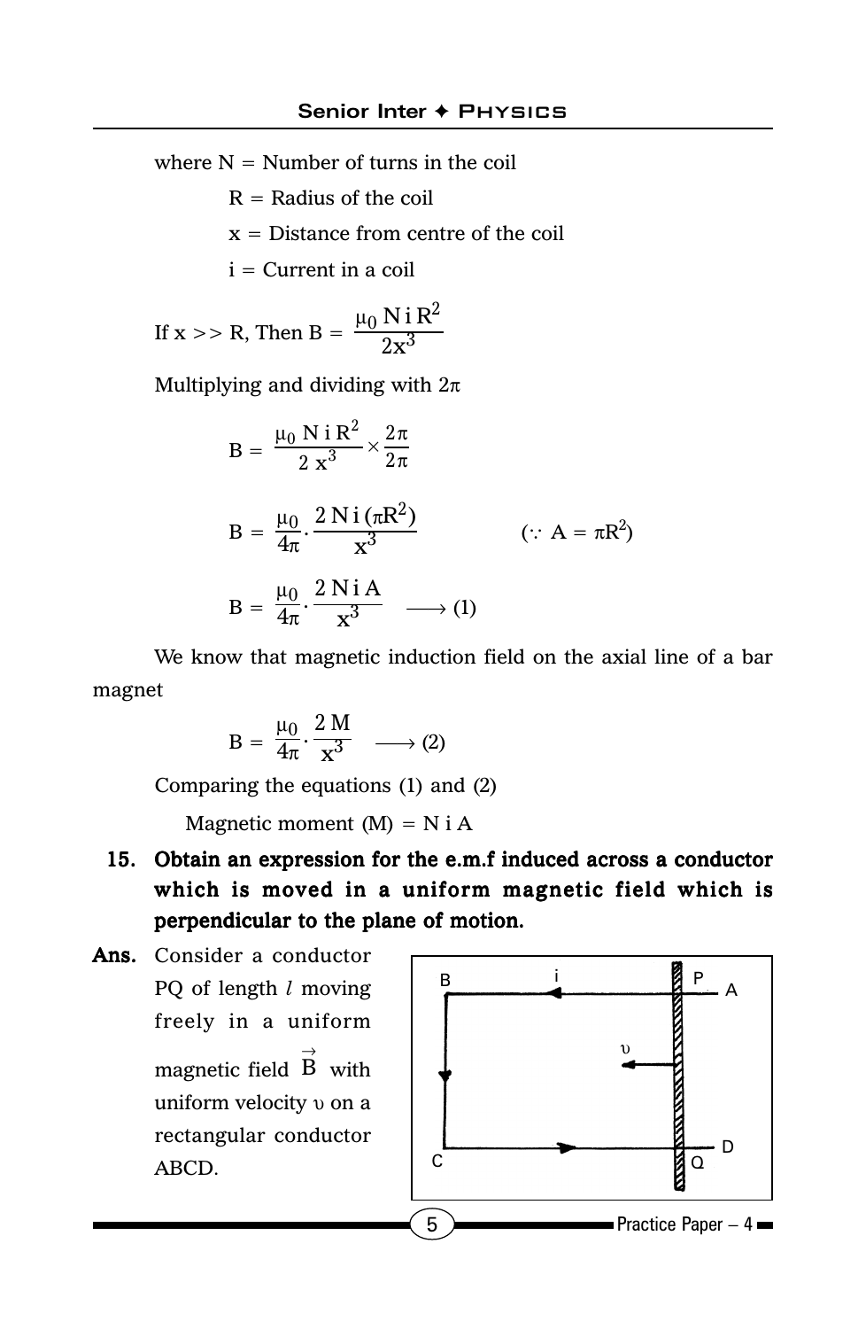where N = Number of turns in the coil

R = Radius of the coil

x = Distance from centre of the coil

i = Current in a coil

If x >> R, Then $B = \dfrac{\mu_0 N i R^2}{2x^3}$

Multiplying and dividing with $2\pi$

$$B = \frac{\mu_0 N i R^2}{2 x^3} \times \frac{2\pi}{2\pi}$$

$$B = \frac{\mu_0}{4\pi} \cdot \frac{2 N i (\pi R^2)}{x^3} \qquad (\because A = \pi R^2)$$

$$B = \frac{\mu_0}{4\pi} \cdot \frac{2 N i A}{x^3} \longrightarrow (1)$$

We know that magnetic induction field on the axial line of a bar magnet

$$B = \frac{\mu_0}{4\pi} \cdot \frac{2 M}{x^3} \longrightarrow (2)$$

Comparing the equations (1) and (2)

Magnetic moment (M) = N i A

**15. Obtain an expression for the e.m.f induced across a conductor which is moved in a uniform magnetic field which is perpendicular to the plane of motion.**

**Ans.** Consider a conductor PQ of length $l$ moving freely in a uniform magnetic field $\vec{B}$ with uniform velocity $\upsilon$ on a rectangular conductor ABCD.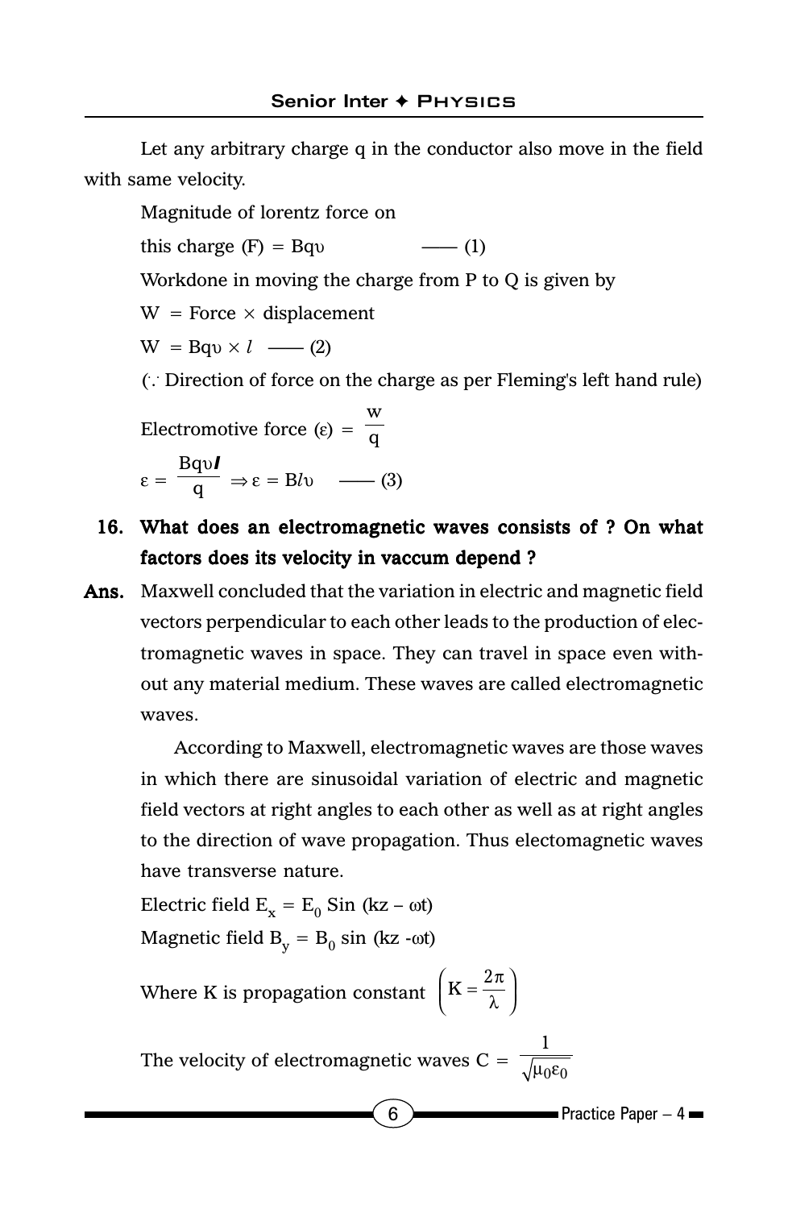Let any arbitrary charge q in the conductor also move in the field with same velocity.

Magnitude of lorentz force on

this charge (F) = $Bq\upsilon$ —— (1)

Workdone in moving the charge from P to Q is given by

W = Force × displacement

$W = Bq\upsilon \times l$ —— (2)

($\because$ Direction of force on the charge as per Fleming's left hand rule)

Electromotive force $(\varepsilon) = \dfrac{w}{q}$

$\varepsilon = \dfrac{Bq\upsilon \boldsymbol{l}}{q} \Rightarrow \varepsilon = Bl\upsilon$ —— (3)

**16. What does an electromagnetic waves consists of ? On what factors does its velocity in vaccum depend ?**

**Ans.** Maxwell concluded that the variation in electric and magnetic field vectors perpendicular to each other leads to the production of electromagnetic waves in space. They can travel in space even without any material medium. These waves are called electromagnetic waves.

According to Maxwell, electromagnetic waves are those waves in which there are sinusoidal variation of electric and magnetic field vectors at right angles to each other as well as at right angles to the direction of wave propagation. Thus electomagnetic waves have transverse nature.

Electric field $E_x = E_0$ Sin $(kz - \omega t)$

Magnetic field $B_y = B_0$ sin $(kz - \omega t)$

Where K is propagation constant $\left(K = \dfrac{2\pi}{\lambda}\right)$

The velocity of electromagnetic waves $C = \dfrac{1}{\sqrt{\mu_0 \varepsilon_0}}$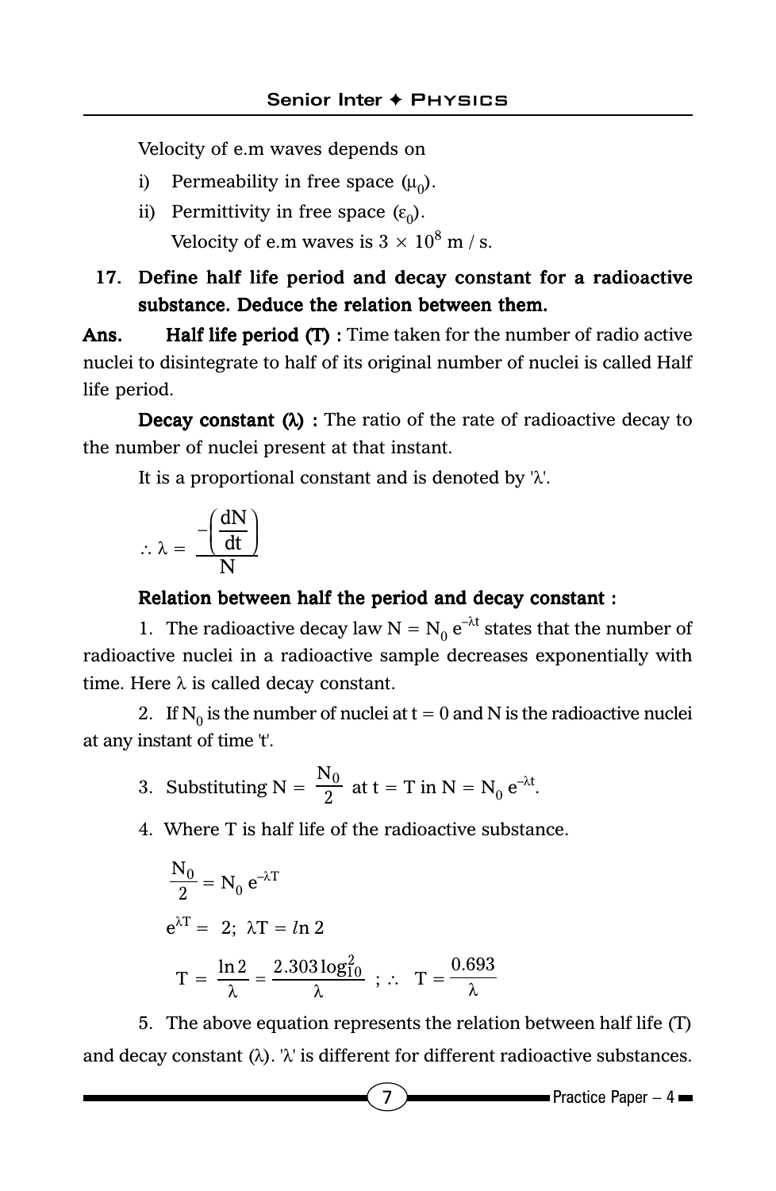Velocity of e.m waves depends on

i) Permeability in free space ($\mu_0$).

ii) Permittivity in free space ($\varepsilon_0$).

Velocity of e.m waves is $3 \times 10^8$ m / s.

**17. Define half life period and decay constant for a radioactive substance. Deduce the relation between them.**

**Ans.** **Half life period (T) :** Time taken for the number of radio active nuclei to disintegrate to half of its original number of nuclei is called Half life period.

**Decay constant (λ) :** The ratio of the rate of radioactive decay to the number of nuclei present at that instant.

It is a proportional constant and is denoted by 'λ'.

$$\therefore \lambda = \frac{-\left(\frac{dN}{dt}\right)}{N}$$

**Relation between half the period and decay constant :**

1. The radioactive decay law $N = N_0 e^{-\lambda t}$ states that the number of radioactive nuclei in a radioactive sample decreases exponentially with time. Here $\lambda$ is called decay constant.

2. If $N_0$ is the number of nuclei at $t = 0$ and N is the radioactive nuclei at any instant of time 't'.

3. Substituting $N = \frac{N_0}{2}$ at $t = T$ in $N = N_0 e^{-\lambda t}$.

4. Where T is half life of the radioactive substance.

$$\frac{N_0}{2} = N_0 e^{-\lambda T}$$

$$e^{\lambda T} = 2; \ \lambda T = \ln 2$$

$$T = \frac{\ln 2}{\lambda} = \frac{2.303 \log_{10}^{2}}{\lambda} \ ; \therefore \ T = \frac{0.693}{\lambda}$$

5. The above equation represents the relation between half life (T) and decay constant ($\lambda$). 'λ' is different for different radioactive substances.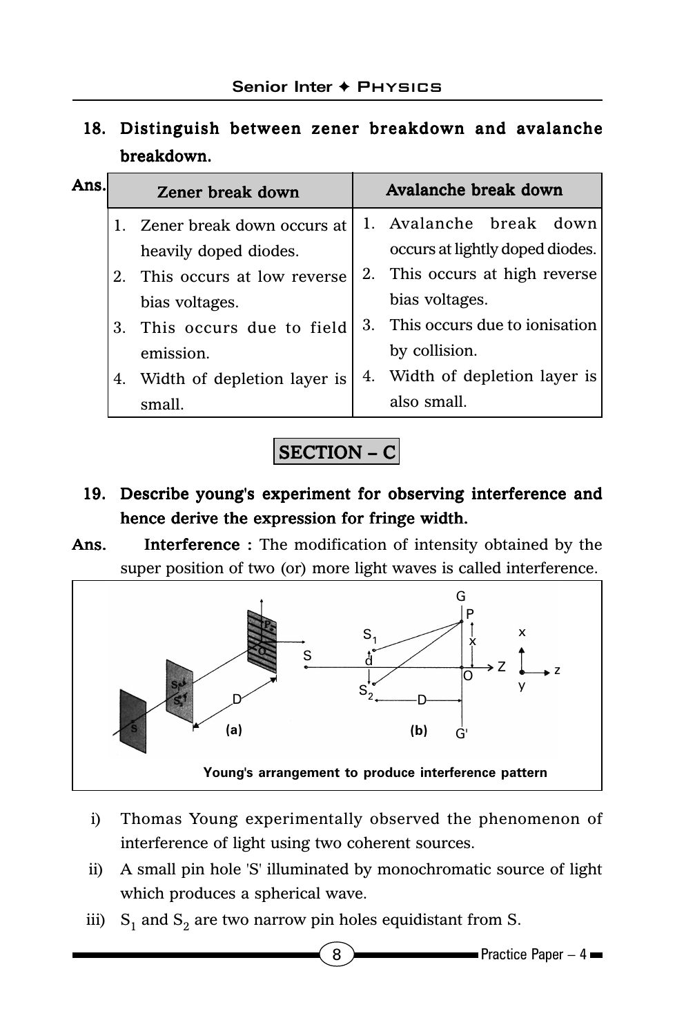**18. Distinguish between zener breakdown and avalanche breakdown.**

**Ans.**

| Zener break down | Avalanche break down |
|---|---|
| 1. Zener break down occurs at heavily doped diodes. | 1. Avalanche break down occurs at lightly doped diodes. |
| 2. This occurs at low reverse bias voltages. | 2. This occurs at high reverse bias voltages. |
| 3. This occurs due to field emission. | 3. This occurs due to ionisation by collision. |
| 4. Width of depletion layer is small. | 4. Width of depletion layer is also small. |

## SECTION – C

**19. Describe young's experiment for observing interference and hence derive the expression for fringe width.**

**Ans.** **Interference :** The modification of intensity obtained by the super position of two (or) more light waves is called interference.

Young's arrangement to produce interference pattern

i) Thomas Young experimentally observed the phenomenon of interference of light using two coherent sources.

ii) A small pin hole 'S' illuminated by monochromatic source of light which produces a spherical wave.

iii) $S_1$ and $S_2$ are two narrow pin holes equidistant from S.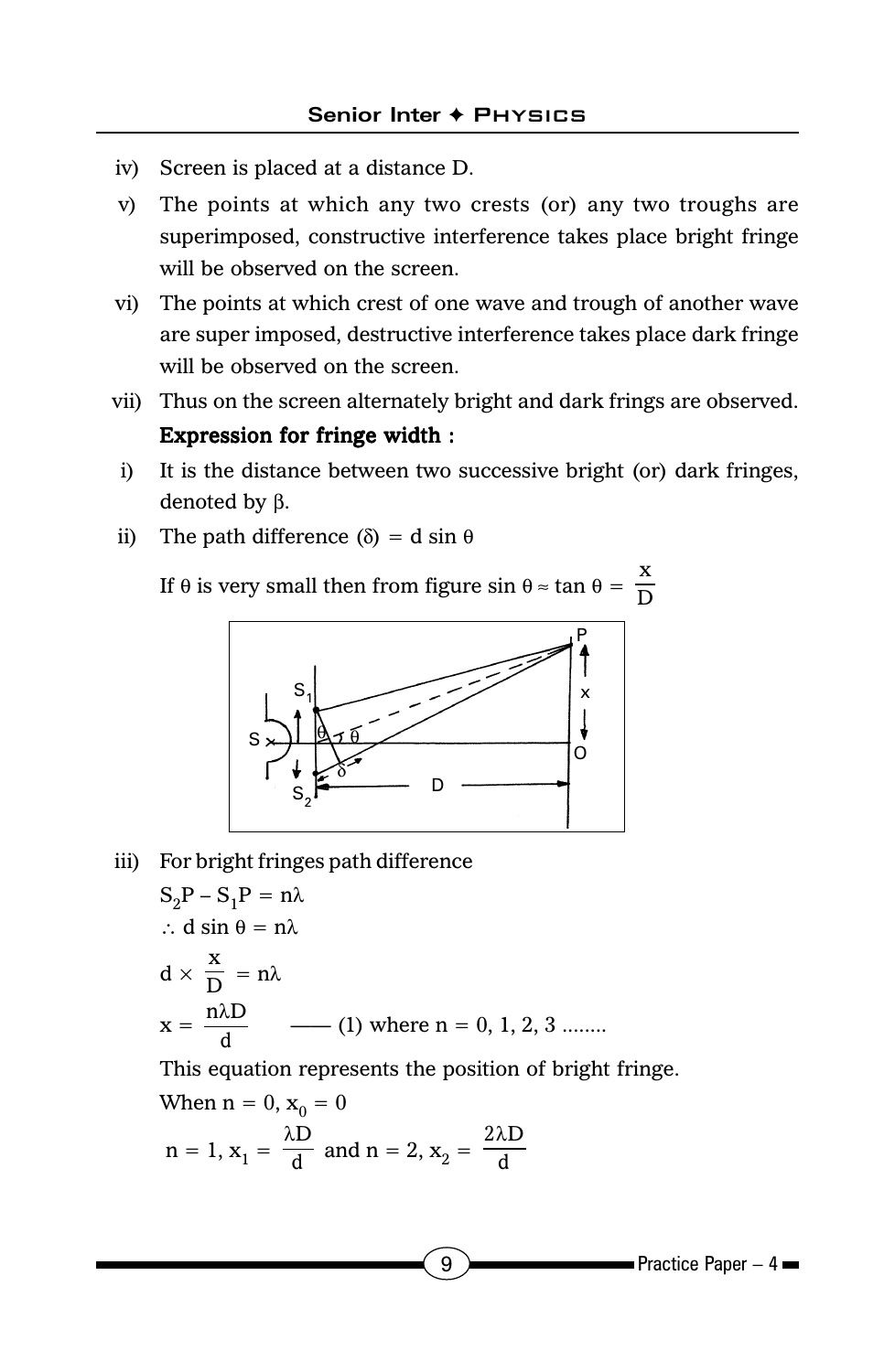iv) Screen is placed at a distance D.

v) The points at which any two crests (or) any two troughs are superimposed, constructive interference takes place bright fringe will be observed on the screen.

vi) The points at which crest of one wave and trough of another wave are super imposed, destructive interference takes place dark fringe will be observed on the screen.

vii) Thus on the screen alternately bright and dark frings are observed.

**Expression for fringe width :**

i) It is the distance between two successive bright (or) dark fringes, denoted by $\beta$.

ii) The path difference $(\delta) = d \sin \theta$

If $\theta$ is very small then from figure $\sin \theta \approx \tan \theta = \dfrac{x}{D}$

iii) For bright fringes path difference

$S_2P - S_1P = n\lambda$

$\therefore d \sin \theta = n\lambda$

$$d \times \frac{x}{D} = n\lambda$$

$$x = \frac{n\lambda D}{d} \quad \text{—— (1) where } n = 0, 1, 2, 3 \text{ ........}$$

This equation represents the position of bright fringe.

When $n = 0$, $x_0 = 0$

$n = 1$, $x_1 = \dfrac{\lambda D}{d}$ and $n = 2$, $x_2 = \dfrac{2\lambda D}{d}$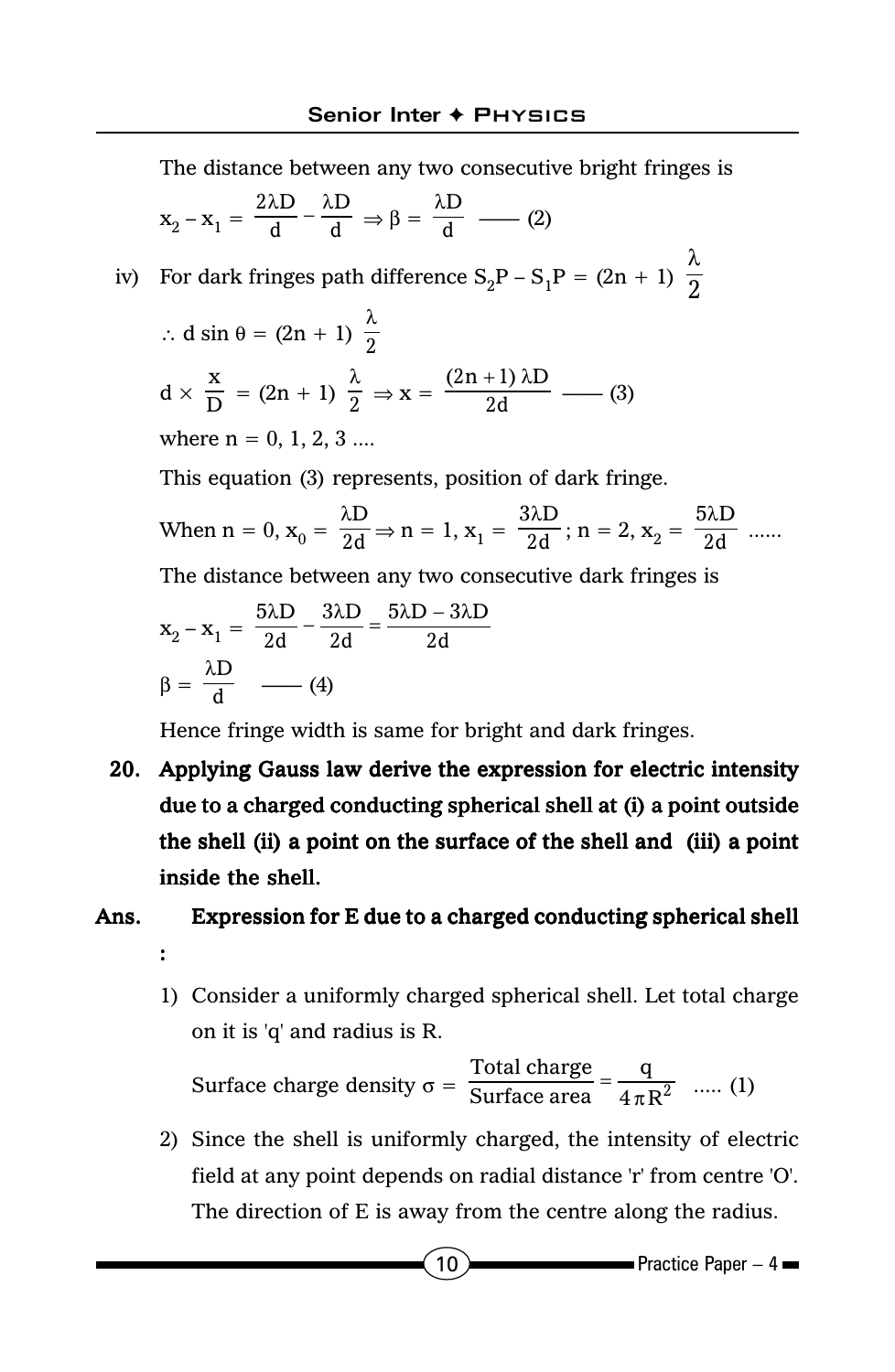The distance between any two consecutive bright fringes is

$$x_2 - x_1 = \frac{2\lambda D}{d} - \frac{\lambda D}{d} \Rightarrow \beta = \frac{\lambda D}{d} \quad \text{—— (2)}$$

iv) For dark fringes path difference $S_2P - S_1P = (2n + 1)\ \frac{\lambda}{2}$

$$\therefore d \sin \theta = (2n + 1)\ \frac{\lambda}{2}$$

$$d \times \frac{x}{D} = (2n + 1)\ \frac{\lambda}{2} \Rightarrow x = \frac{(2n+1)\lambda D}{2d} \quad \text{—— (3)}$$

where n = 0, 1, 2, 3 ....

This equation (3) represents, position of dark fringe.

When $n = 0$, $x_0 = \frac{\lambda D}{2d} \Rightarrow n = 1$, $x_1 = \frac{3\lambda D}{2d}$ ; $n = 2$, $x_2 = \frac{5\lambda D}{2d}$ ......

The distance between any two consecutive dark fringes is

$$x_2 - x_1 = \frac{5\lambda D}{2d} - \frac{3\lambda D}{2d} = \frac{5\lambda D - 3\lambda D}{2d}$$

$$\beta = \frac{\lambda D}{d} \quad \text{—— (4)}$$

Hence fringe width is same for bright and dark fringes.

**20. Applying Gauss law derive the expression for electric intensity due to a charged conducting spherical shell at (i) a point outside the shell (ii) a point on the surface of the shell and (iii) a point inside the shell.**

**Ans. Expression for E due to a charged conducting spherical shell :**

1) Consider a uniformly charged spherical shell. Let total charge on it is 'q' and radius is R.

   $$\text{Surface charge density } \sigma = \frac{\text{Total charge}}{\text{Surface area}} = \frac{q}{4\pi R^2} \quad \text{..... (1)}$$

2) Since the shell is uniformly charged, the intensity of electric field at any point depends on radial distance 'r' from centre 'O'. The direction of E is away from the centre along the radius.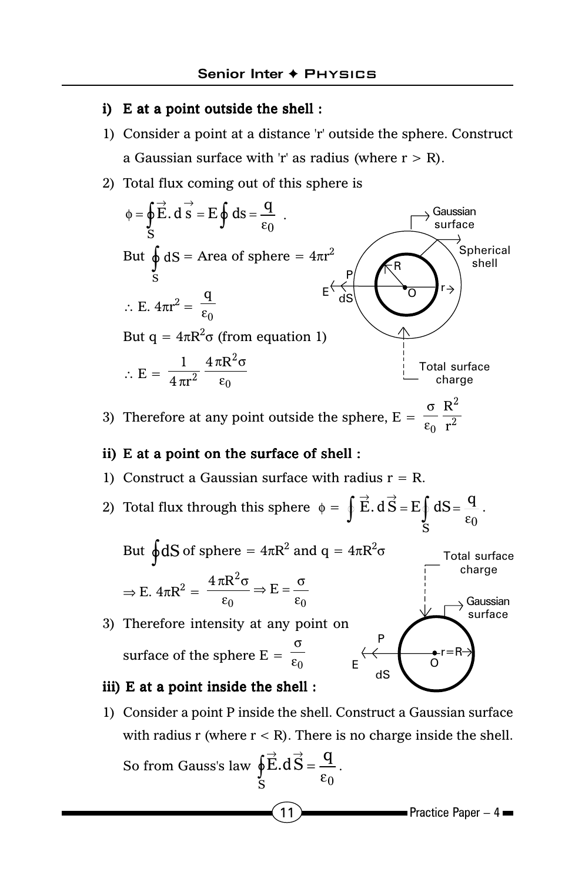**i) E at a point outside the shell :**

1) Consider a point at a distance 'r' outside the sphere. Construct a Gaussian surface with 'r' as radius (where r > R).

2) Total flux coming out of this sphere is

$$\phi = \oint_S \vec{E}.d\vec{s} = E\oint ds = \frac{q}{\varepsilon_0}.$$

But $\oint_S dS$ = Area of sphere $= 4\pi r^2$

$$\therefore E.\,4\pi r^2 = \frac{q}{\varepsilon_0}$$

But $q = 4\pi R^2\sigma$ (from equation 1)

$$\therefore E = \frac{1}{4\pi r^2}\frac{4\pi R^2\sigma}{\varepsilon_0}$$

3) Therefore at any point outside the sphere, $E = \dfrac{\sigma}{\varepsilon_0}\dfrac{R^2}{r^2}$

**ii) E at a point on the surface of shell :**

1) Construct a Gaussian surface with radius r = R.

2) Total flux through this sphere $\phi = \int \vec{E}.d\vec{S} = E\int_S dS = \dfrac{q}{\varepsilon_0}$.

But $\oint dS$ of sphere $= 4\pi R^2$ and $q = 4\pi R^2\sigma$

$$\Rightarrow E.\,4\pi R^2 = \frac{4\pi R^2\sigma}{\varepsilon_0} \Rightarrow E = \frac{\sigma}{\varepsilon_0}$$

3) Therefore intensity at any point on surface of the sphere $E = \dfrac{\sigma}{\varepsilon_0}$

**iii) E at a point inside the shell :**

1) Consider a point P inside the shell. Construct a Gaussian surface with radius r (where r < R). There is no charge inside the shell. So from Gauss's law $\oint_S \vec{E}.d\vec{S} = \dfrac{q}{\varepsilon_0}$.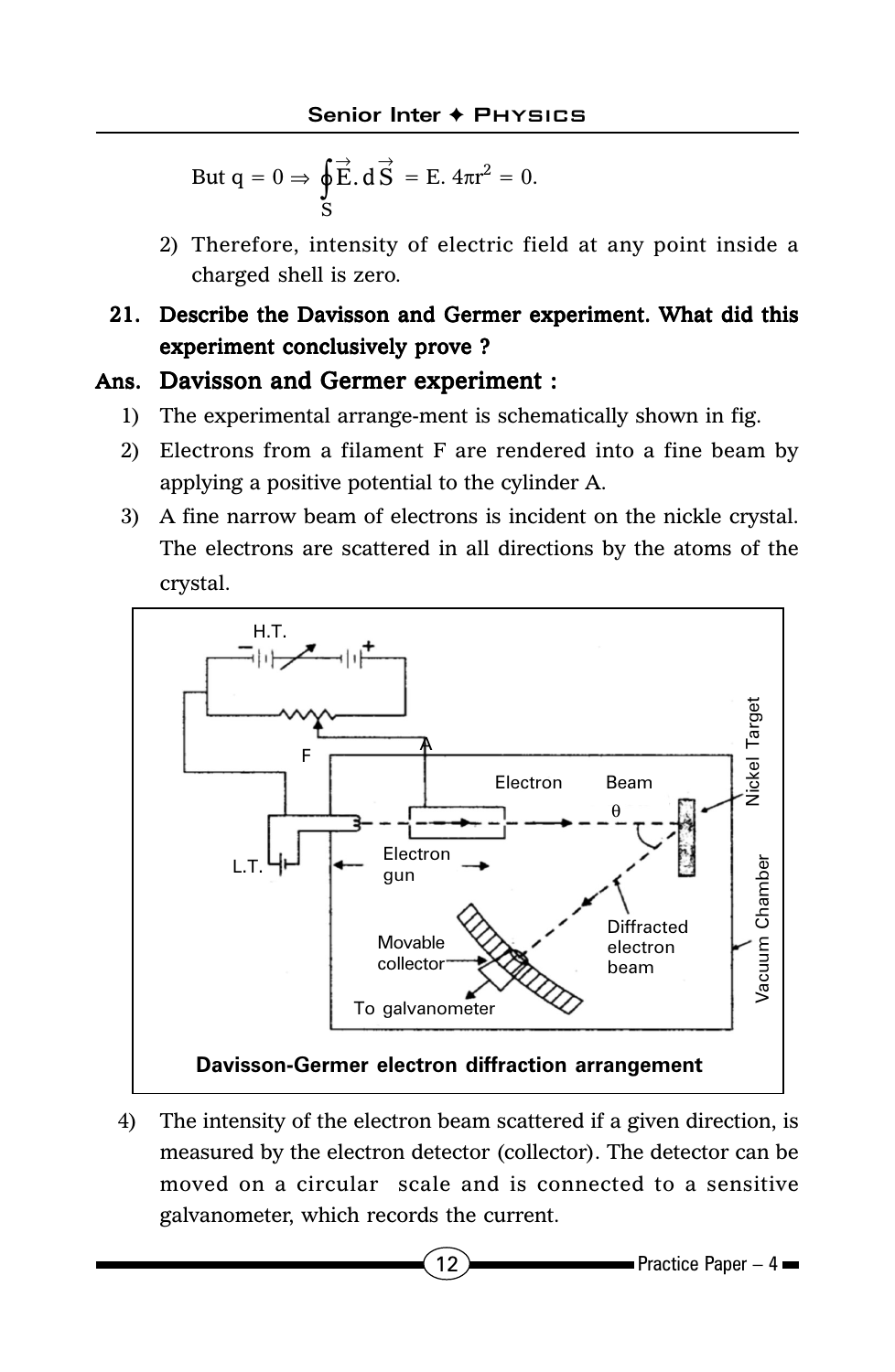But $q = 0 \Rightarrow \oint_S \vec{E} \cdot d\vec{S} = E.\, 4\pi r^2 = 0.$

2) Therefore, intensity of electric field at any point inside a charged shell is zero.

**21. Describe the Davisson and Germer experiment. What did this experiment conclusively prove ?**

## Ans. Davisson and Germer experiment :

1) The experimental arrange-ment is schematically shown in fig.
2) Electrons from a filament F are rendered into a fine beam by applying a positive potential to the cylinder A.
3) A fine narrow beam of electrons is incident on the nickle crystal. The electrons are scattered in all directions by the atoms of the crystal.

**Davisson-Germer electron diffraction arrangement**

4) The intensity of the electron beam scattered if a given direction, is measured by the electron detector (collector). The detector can be moved on a circular scale and is connected to a sensitive galvanometer, which records the current.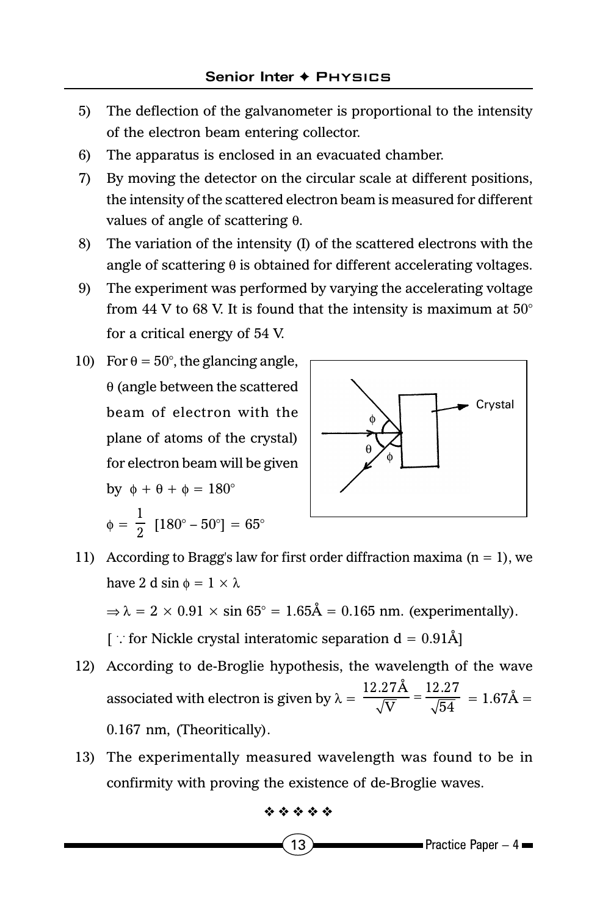5) The deflection of the galvanometer is proportional to the intensity of the electron beam entering collector.
6) The apparatus is enclosed in an evacuated chamber.
7) By moving the detector on the circular scale at different positions, the intensity of the scattered electron beam is measured for different values of angle of scattering $\theta$.
8) The variation of the intensity (I) of the scattered electrons with the angle of scattering $\theta$ is obtained for different accelerating voltages.
9) The experiment was performed by varying the accelerating voltage from 44 V to 68 V. It is found that the intensity is maximum at $50°$ for a critical energy of 54 V.
10) For $\theta = 50°$, the glancing angle, $\theta$ (angle between the scattered beam of electron with the plane of atoms of the crystal) for electron beam will be given by $\phi + \theta + \phi = 180°$

    $\phi = \frac{1}{2}\ [180° - 50°] = 65°$

    Crystal
    ϕ
    θ
    ϕ

11) According to Bragg's law for first order diffraction maxima (n = 1), we have $2\,d \sin\phi = 1 \times \lambda$

    $\Rightarrow \lambda = 2 \times 0.91 \times \sin 65° = 1.65\text{Å} = 0.165\ \text{nm}$. (experimentally).

    [ $\because$ for Nickle crystal interatomic separation $d = 0.91\text{Å}$]
12) According to de-Broglie hypothesis, the wavelength of the wave associated with electron is given by $\lambda = \frac{12.27\text{Å}}{\sqrt{V}} = \frac{12.27}{\sqrt{54}} = 1.67\text{Å} = 0.167\ \text{nm}$, (Theoritically).
13) The experimentally measured wavelength was found to be in confirmity with proving the existence of de-Broglie waves.

❖ ❖ ❖ ❖ ❖